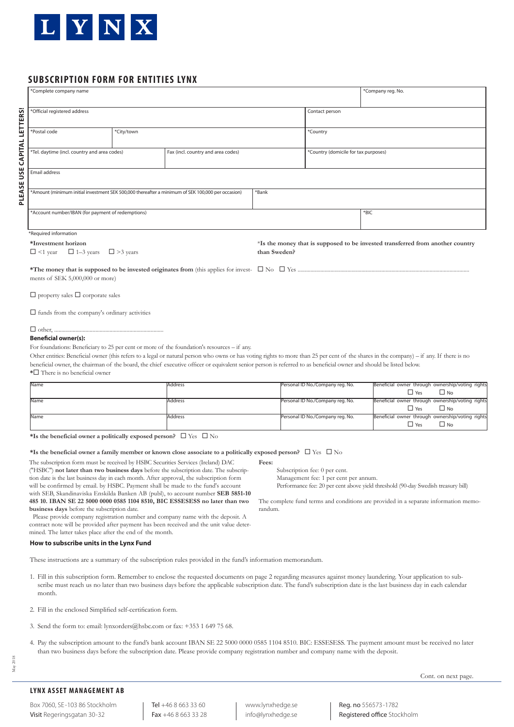# LYNX

## SUBSCRIPTION FORM FOR ENTITIES LYNX

PLEASE USE CAPITAL LETTERS!

| *Complete company name | | | *Company reg. No. |
|---|---|---|---|
| *Official registered address | | Contact person | |
| *Postal code | *City/town | *Country | |
| *Tel. daytime (incl. country and area codes) | Fax (incl. country and area codes) | *Country (domicile for tax purposes) | |
| Email address | | | |
| *Amount (minimum initial investment SEK 500,000 thereafter a minimum of SEK 100,000 per occasion) | *Bank | | |
| *Account number/IBAN (for payment of redemptions) | | | *BIC |

*Required information

**\*Investment horizon**
☐ <1 year ☐ 1–3 years ☐ >3 years

**\*Is the money that is supposed to be invested transferred from another country than Sweden?**
☐ No ☐ Yes .........................................................................................................................

**\*The money that is supposed to be invested originates from** (this applies for investments of SEK 5,000,000 or more)

☐ property sales ☐ corporate sales

☐ funds from the company's ordinary activities

☐ other, .............................................................................

**Beneficial owner(s):**

For foundations: Beneficiary to 25 per cent or more of the foundation's resources – if any.

Other entities: Beneficial owner (this refers to a legal or natural person who owns or has voting rights to more than 25 per cent of the shares in the company) – if any. If there is no beneficial owner, the chairman of the board, the chief executive officer or equivalent senior person is referred to as beneficial owner and should be listed below.

*☐ There is no beneficial owner

| Name | Address | Personal ID No./Company reg. No. | Beneficial owner through ownership/voting rights ☐ Yes ☐ No |
|---|---|---|---|
| Name | Address | Personal ID No./Company reg. No. | Beneficial owner through ownership/voting rights ☐ Yes ☐ No |
| Name | Address | Personal ID No./Company reg. No. | Beneficial owner through ownership/voting rights ☐ Yes ☐ No |

**\*Is the beneficial owner a politically exposed person?** ☐ Yes ☐ No

**\*Is the beneficial owner a family member or known close associate to a politically exposed person?** ☐ Yes ☐ No

The subscription form must be received by HSBC Securities Services (Ireland) DAC ("HSBC") **not later than two business days** before the subscription date. The subscription date is the last business day in each month. After approval, the subscription form will be confirmed by email. by HSBC. Payment shall be made to the fund's account with SEB, Skandinaviska Enskilda Banken AB (publ), to account number **SEB 5851-10 485 10. IBAN SE 22 5000 0000 0585 1104 8510, BIC ESSESESS no later than two business days** before the subscription date.

Please provide company registration number and company name with the deposit. A contract note will be provided after payment has been received and the unit value determined. The latter takes place after the end of the month.

**Fees:**

Subscription fee: 0 per cent.
Management fee: 1 per cent per annum.
Performance fee: 20 per cent above yield threshold (90-day Swedish treasury bill)

The complete fund terms and conditions are provided in a separate information memorandum.

### How to subscribe units in the Lynx Fund

These instructions are a summary of the subscription rules provided in the fund's information memorandum.

1. Fill in this subscription form. Remember to enclose the requested documents on page 2 regarding measures against money laundering. Your application to subscribe must reach us no later than two business days before the applicable subscription date. The fund's subscription date is the last business day in each calendar month.
2. Fill in the enclosed Simplified self-certification form.
3. Send the form to: email: lynxorders@hsbc.com or fax: +353 1 649 75 68.
4. Pay the subscription amount to the fund's bank account IBAN SE 22 5000 0000 0585 1104 8510. BIC: ESSESESS. The payment amount must be received no later than two business days before the subscription date. Please provide company registration number and company name with the deposit.

Cont. on next page.

May 2018

**LYNX ASSET MANAGEMENT AB**

Box 7060, SE-103 86 Stockholm
Visit Regeringsgatan 30-32

Tel +46 8 663 33 60
Fax +46 8 663 33 28

www.lynxhedge.se
info@lynxhedge.se

Reg. no 556573-1782
Registered office Stockholm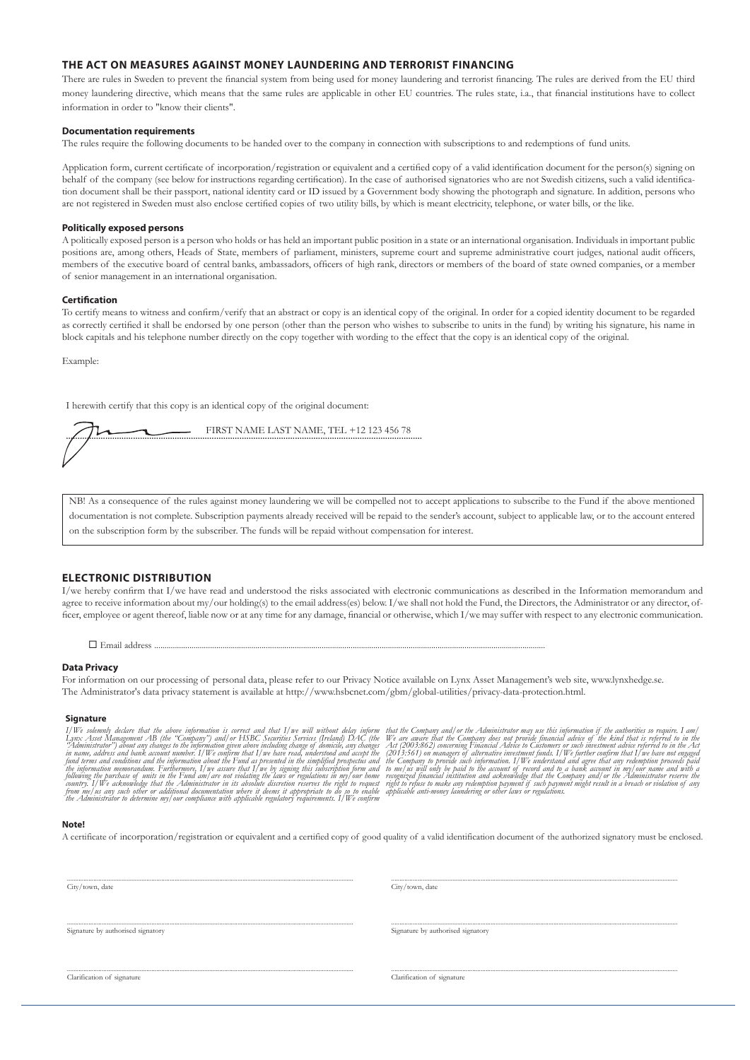## THE ACT ON MEASURES AGAINST MONEY LAUNDERING AND TERRORIST FINANCING

There are rules in Sweden to prevent the financial system from being used for money laundering and terrorist financing. The rules are derived from the EU third money laundering directive, which means that the same rules are applicable in other EU countries. The rules state, i.a., that financial institutions have to collect information in order to "know their clients".

### Documentation requirements

The rules require the following documents to be handed over to the company in connection with subscriptions to and redemptions of fund units.

Application form, current certificate of incorporation/registration or equivalent and a certified copy of a valid identification document for the person(s) signing on behalf of the company (see below for instructions regarding certification). In the case of authorised signatories who are not Swedish citizens, such a valid identification document shall be their passport, national identity card or ID issued by a Government body showing the photograph and signature. In addition, persons who are not registered in Sweden must also enclose certified copies of two utility bills, by which is meant electricity, telephone, or water bills, or the like.

### Politically exposed persons

A politically exposed person is a person who holds or has held an important public position in a state or an international organisation. Individuals in important public positions are, among others, Heads of State, members of parliament, ministers, supreme court and supreme administrative court judges, national audit officers, members of the executive board of central banks, ambassadors, officers of high rank, directors or members of the board of state owned companies, or a member of senior management in an international organisation.

### Certification

To certify means to witness and confirm/verify that an abstract or copy is an identical copy of the original. In order for a copied identity document to be regarded as correctly certified it shall be endorsed by one person (other than the person who wishes to subscribe to units in the fund) by writing his signature, his name in block capitals and his telephone number directly on the copy together with wording to the effect that the copy is an identical copy of the original.

Example:

I herewith certify that this copy is an identical copy of the original document:

........................................................ FIRST NAME LAST NAME, TEL +12 123 456 78

NB! As a consequence of the rules against money laundering we will be compelled not to accept applications to subscribe to the Fund if the above mentioned documentation is not complete. Subscription payments already received will be repaid to the sender's account, subject to applicable law, or to the account entered on the subscription form by the subscriber. The funds will be repaid without compensation for interest.

## ELECTRONIC DISTRIBUTION

I/we hereby confirm that I/we have read and understood the risks associated with electronic communications as described in the Information memorandum and agree to receive information about my/our holding(s) to the email address(es) below. I/we shall not hold the Fund, the Directors, the Administrator or any director, officer, employee or agent thereof, liable now or at any time for any damage, financial or otherwise, which I/we may suffer with respect to any electronic communication.

☐ Email address ................................................................................................................................................................................

### Data Privacy

For information on our processing of personal data, please refer to our Privacy Notice available on Lynx Asset Management's web site, www.lynxhedge.se.
The Administrator's data privacy statement is available at http://www.hsbcnet.com/gbm/global-utilities/privacy-data-protection.html.

### Signature

*I/We solemnly declare that the above information is correct and that I/we will without delay inform Lynx Asset Management AB (the "Company") and/or HSBC Securities Services (Ireland) DAC (the "Administrator") about any changes to the information given above including change of domicile, any changes in name, address and bank account number. I/We confirm that I/we have read, understood and accept the fund terms and conditions and the information about the Fund as presented in the simplified prospectus and the information memorandum. Furthermore, I/we assure that I/we by signing this subscription form and following the purchase of units in the Fund am/are not violating the laws or regulations in my/our home country. I/We acknowledge that the Administrator in its absolute discretion reserves the right to request from me/us any such other or additional documentation where it deems it appropriate to do so to enable the Administrator to determine my/our compliance with applicable regulatory requirements. I/We confirm that the Company and/or the Administrator may use this information if the authorities so require. I am/We are aware that the Company does not provide financial advice of the kind that is referred to in the Act (2003:862) concerning Financial Advice to Customers or such investment advice referred to in the Act (2013:561) on managers of alternative investment funds. I/We further confirm that I/we have not engaged the Company to provide such information. I/We understand and agree that any redemption proceeds paid to me/us will only be paid to the account of record and to a bank account in my/our name and with a recognized financial institution and acknowledge that the Company and/or the Administrator reserve the right to refuse to make any redemption payment if such payment might result in a breach or violation of any applicable anti-money laundering or other laws or regulations.*

### Note!

A certificate of incorporation/registration or equivalent and a certified copy of good quality of a valid identification document of the authorized signatory must be enclosed.

| | |
|---|---|
| ........................................ City/town, date | ........................................ City/town, date |
| ........................................ Signature by authorised signatory | ........................................ Signature by authorised signatory |
| ........................................ Clarification of signature | ........................................ Clarification of signature |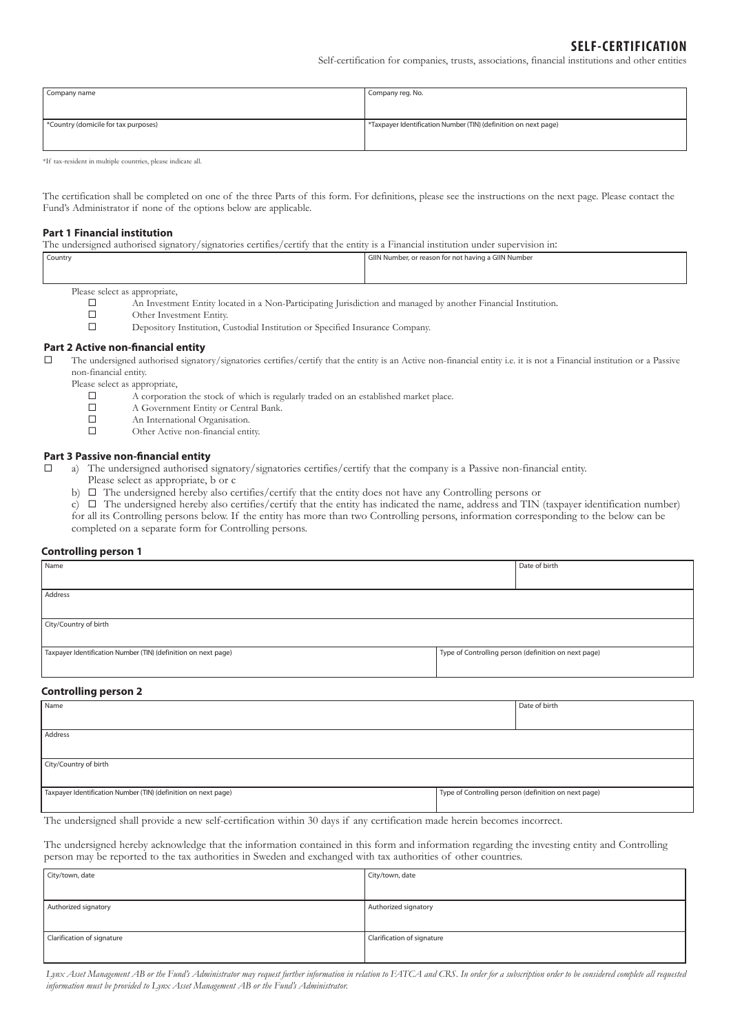# SELF-CERTIFICATION

Self-certification for companies, trusts, associations, financial institutions and other entities

| Company name | Company reg. No. |
|---|---|
| *Country (domicile for tax purposes) | *Taxpayer Identification Number (TIN) (definition on next page) |

*If tax-resident in multiple countries, please indicate all.

The certification shall be completed on one of the three Parts of this form. For definitions, please see the instructions on the next page. Please contact the Fund's Administrator if none of the options below are applicable.

### Part 1 Financial institution

The undersigned authorised signatory/signatories certifies/certify that the entity is a Financial institution under supervision in:

| Country | GIIN Number, or reason for not having a GIIN Number |
|---|---|
| | |

Please select as appropriate,

- ☐ An Investment Entity located in a Non-Participating Jurisdiction and managed by another Financial Institution.
- ☐ Other Investment Entity.
- ☐ Depository Institution, Custodial Institution or Specified Insurance Company.

### Part 2 Active non-financial entity

☐ The undersigned authorised signatory/signatories certifies/certify that the entity is an Active non-financial entity i.e. it is not a Financial institution or a Passive non-financial entity.

Please select as appropriate,

- ☐ A corporation the stock of which is regularly traded on an established market place.
- ☐ A Government Entity or Central Bank.
- ☐ An International Organisation.
- ☐ Other Active non-financial entity.

### Part 3 Passive non-financial entity

☐ a) The undersigned authorised signatory/signatories certifies/certify that the company is a Passive non-financial entity. Please select as appropriate, b or c

b) ☐ The undersigned hereby also certifies/certify that the entity does not have any Controlling persons or

c) ☐ The undersigned hereby also certifies/certify that the entity has indicated the name, address and TIN (taxpayer identification number) for all its Controlling persons below. If the entity has more than two Controlling persons, information corresponding to the below can be completed on a separate form for Controlling persons.

### Controlling person 1

| Name | Date of birth |
|---|---|
| Address | |
| City/Country of birth | |
| Taxpayer Identification Number (TIN) (definition on next page) | Type of Controlling person (definition on next page) |

### Controlling person 2

| Name | Date of birth |
|---|---|
| Address | |
| City/Country of birth | |
| Taxpayer Identification Number (TIN) (definition on next page) | Type of Controlling person (definition on next page) |

The undersigned shall provide a new self-certification within 30 days if any certification made herein becomes incorrect.

The undersigned hereby acknowledge that the information contained in this form and information regarding the investing entity and Controlling person may be reported to the tax authorities in Sweden and exchanged with tax authorities of other countries.

| City/town, date | City/town, date |
|---|---|
| Authorized signatory | Authorized signatory |
| Clarification of signature | Clarification of signature |

*Lynx Asset Management AB or the Fund's Administrator may request further information in relation to FATCA and CRS. In order for a subscription order to be considered complete all requested information must be provided to Lynx Asset Management AB or the Fund's Administrator.*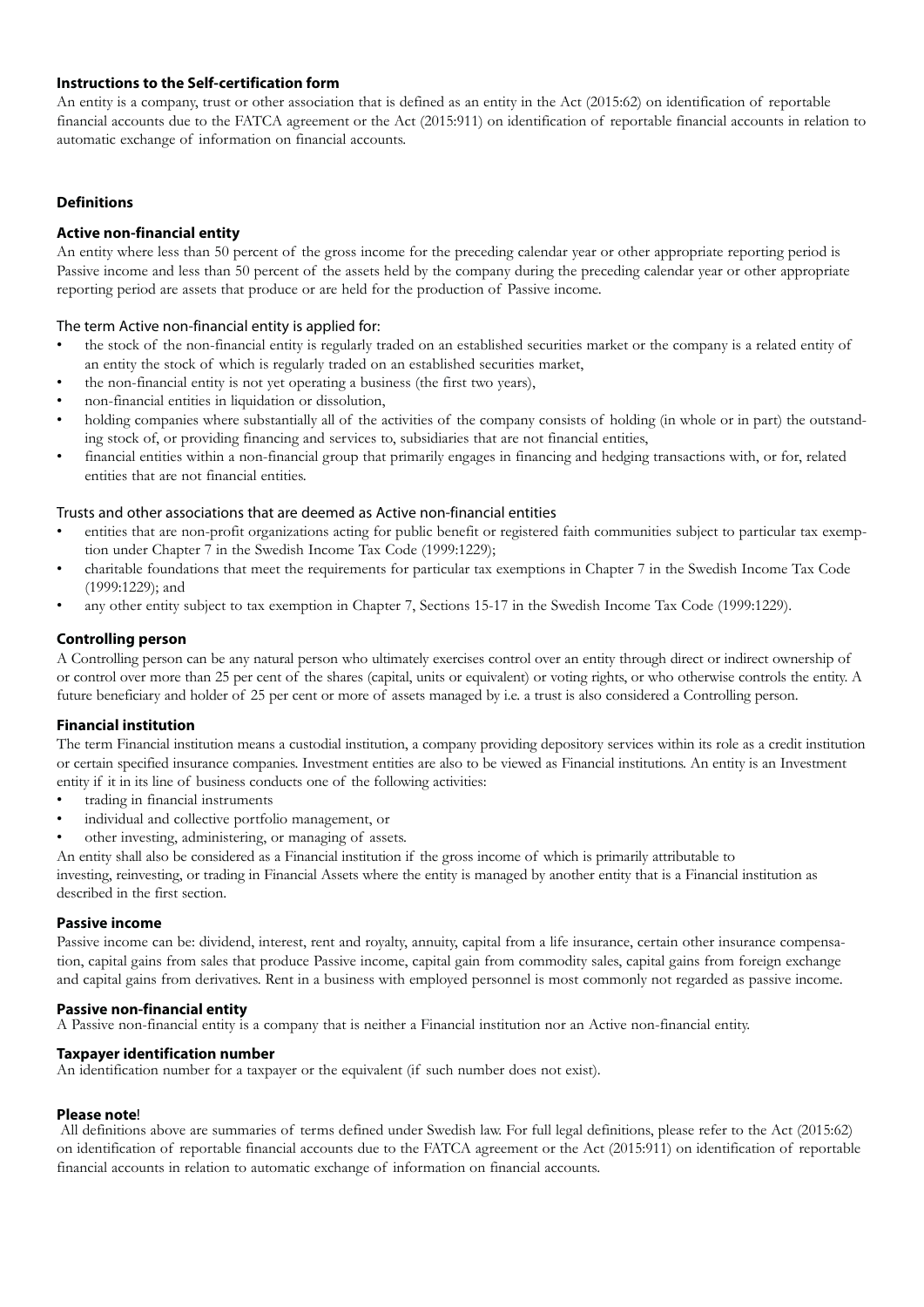**Instructions to the Self-certification form**

An entity is a company, trust or other association that is defined as an entity in the Act (2015:62) on identification of reportable financial accounts due to the FATCA agreement or the Act (2015:911) on identification of reportable financial accounts in relation to automatic exchange of information on financial accounts.

## Definitions

### Active non-financial entity

An entity where less than 50 percent of the gross income for the preceding calendar year or other appropriate reporting period is Passive income and less than 50 percent of the assets held by the company during the preceding calendar year or other appropriate reporting period are assets that produce or are held for the production of Passive income.

The term Active non-financial entity is applied for:

- the stock of the non-financial entity is regularly traded on an established securities market or the company is a related entity of an entity the stock of which is regularly traded on an established securities market,
- the non-financial entity is not yet operating a business (the first two years),
- non-financial entities in liquidation or dissolution,
- holding companies where substantially all of the activities of the company consists of holding (in whole or in part) the outstanding stock of, or providing financing and services to, subsidiaries that are not financial entities,
- financial entities within a non-financial group that primarily engages in financing and hedging transactions with, or for, related entities that are not financial entities.

Trusts and other associations that are deemed as Active non-financial entities

- entities that are non-profit organizations acting for public benefit or registered faith communities subject to particular tax exemption under Chapter 7 in the Swedish Income Tax Code (1999:1229);
- charitable foundations that meet the requirements for particular tax exemptions in Chapter 7 in the Swedish Income Tax Code (1999:1229); and
- any other entity subject to tax exemption in Chapter 7, Sections 15-17 in the Swedish Income Tax Code (1999:1229).

### Controlling person

A Controlling person can be any natural person who ultimately exercises control over an entity through direct or indirect ownership of or control over more than 25 per cent of the shares (capital, units or equivalent) or voting rights, or who otherwise controls the entity. A future beneficiary and holder of 25 per cent or more of assets managed by i.e. a trust is also considered a Controlling person.

### Financial institution

The term Financial institution means a custodial institution, a company providing depository services within its role as a credit institution or certain specified insurance companies. Investment entities are also to be viewed as Financial institutions. An entity is an Investment entity if it in its line of business conducts one of the following activities:

- trading in financial instruments
- individual and collective portfolio management, or
- other investing, administering, or managing of assets.

An entity shall also be considered as a Financial institution if the gross income of which is primarily attributable to investing, reinvesting, or trading in Financial Assets where the entity is managed by another entity that is a Financial institution as described in the first section.

### Passive income

Passive income can be: dividend, interest, rent and royalty, annuity, capital from a life insurance, certain other insurance compensation, capital gains from sales that produce Passive income, capital gain from commodity sales, capital gains from foreign exchange and capital gains from derivatives. Rent in a business with employed personnel is most commonly not regarded as passive income.

### Passive non-financial entity

A Passive non-financial entity is a company that is neither a Financial institution nor an Active non-financial entity.

### Taxpayer identification number

An identification number for a taxpayer or the equivalent (if such number does not exist).

**Please note!**

All definitions above are summaries of terms defined under Swedish law. For full legal definitions, please refer to the Act (2015:62) on identification of reportable financial accounts due to the FATCA agreement or the Act (2015:911) on identification of reportable financial accounts in relation to automatic exchange of information on financial accounts.